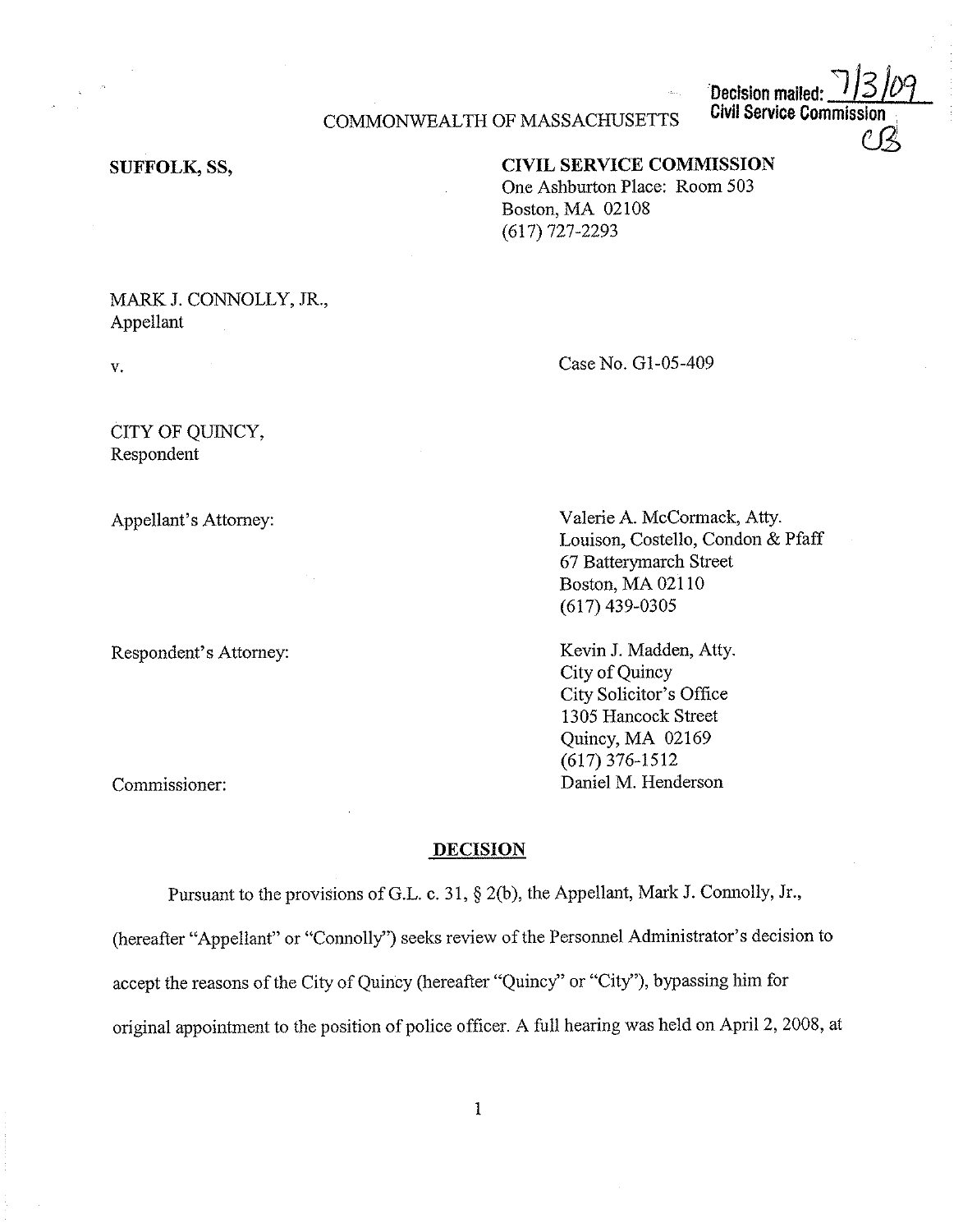Decision mailed: 7/3/09
Civil Service Commission
CB

COMMONWEALTH OF MASSACHUSETTS

**SUFFOLK, SS,**

**CIVIL SERVICE COMMISSION**
One Ashburton Place: Room 503
Boston, MA 02108
(617) 727-2293

MARK J. CONNOLLY, JR.,
Appellant

v.

Case No. G1-05-409

CITY OF QUINCY,
Respondent

Appellant's Attorney:

Valerie A. McCormack, Atty.
Louison, Costello, Condon & Pfaff
67 Batterymarch Street
Boston, MA 02110
(617) 439-0305

Respondent's Attorney:

Kevin J. Madden, Atty.
City of Quincy
City Solicitor's Office
1305 Hancock Street
Quincy, MA 02169
(617) 376-1512

Commissioner:

Daniel M. Henderson

## DECISION

Pursuant to the provisions of G.L. c. 31, § 2(b), the Appellant, Mark J. Connolly, Jr., (hereafter "Appellant" or "Connolly") seeks review of the Personnel Administrator's decision to accept the reasons of the City of Quincy (hereafter "Quincy" or "City"), bypassing him for original appointment to the position of police officer. A full hearing was held on April 2, 2008, at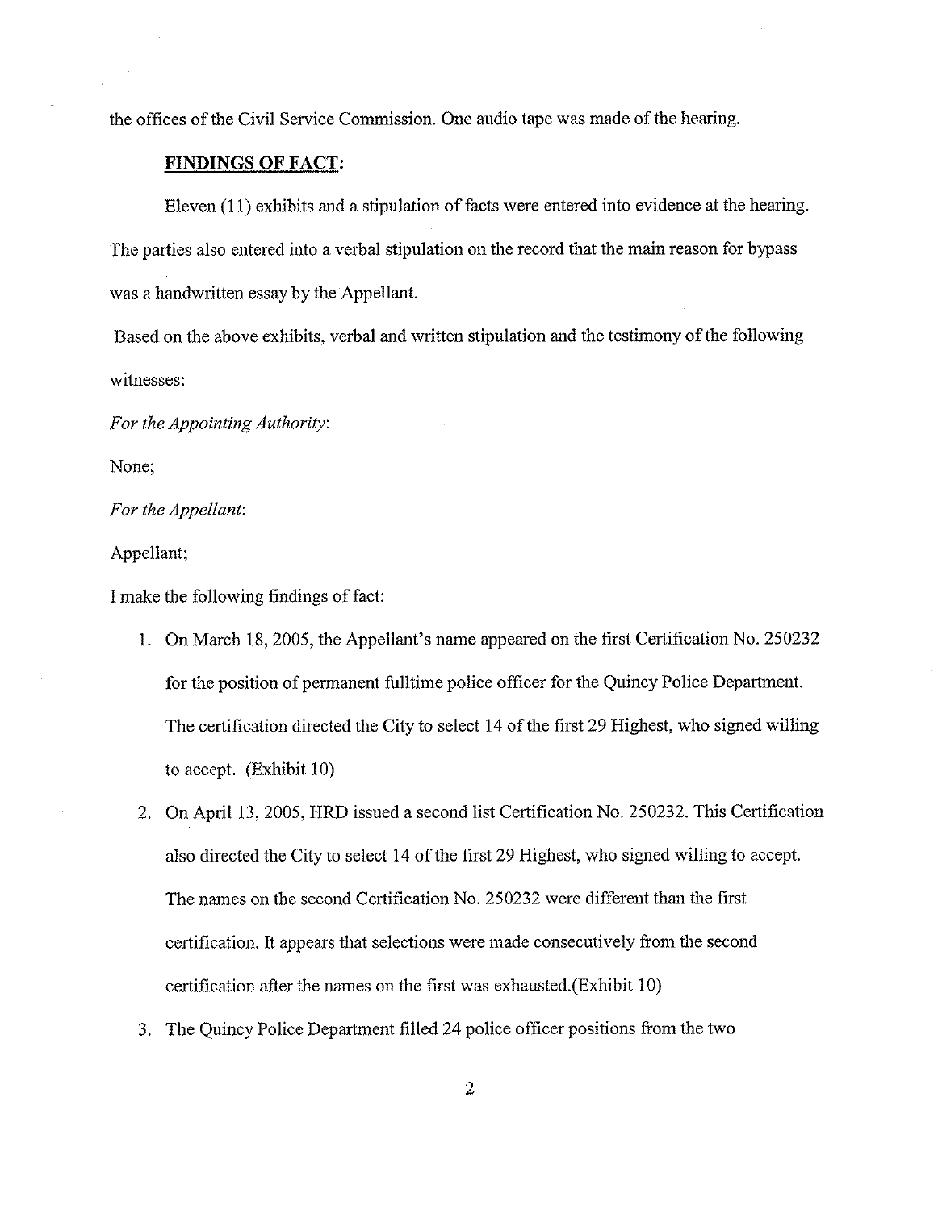the offices of the Civil Service Commission. One audio tape was made of the hearing.

**FINDINGS OF FACT:**

Eleven (11) exhibits and a stipulation of facts were entered into evidence at the hearing. The parties also entered into a verbal stipulation on the record that the main reason for bypass was a handwritten essay by the Appellant.

Based on the above exhibits, verbal and written stipulation and the testimony of the following witnesses:

*For the Appointing Authority*:

None;

*For the Appellant*:

Appellant;

I make the following findings of fact:

1. On March 18, 2005, the Appellant's name appeared on the first Certification No. 250232 for the position of permanent fulltime police officer for the Quincy Police Department. The certification directed the City to select 14 of the first 29 Highest, who signed willing to accept. (Exhibit 10)
2. On April 13, 2005, HRD issued a second list Certification No. 250232. This Certification also directed the City to select 14 of the first 29 Highest, who signed willing to accept. The names on the second Certification No. 250232 were different than the first certification. It appears that selections were made consecutively from the second certification after the names on the first was exhausted.(Exhibit 10)
3. The Quincy Police Department filled 24 police officer positions from the two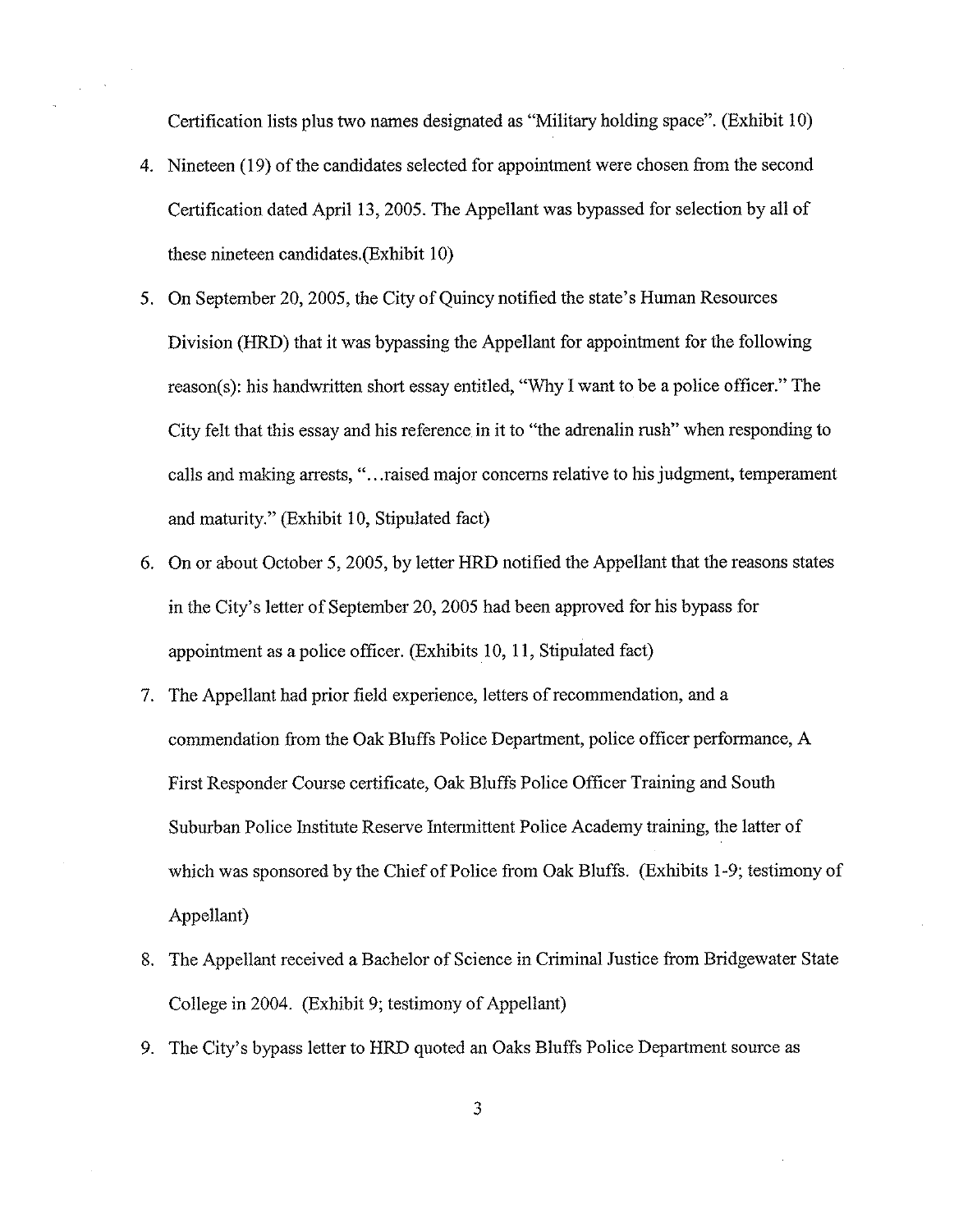Certification lists plus two names designated as "Military holding space". (Exhibit 10)

4. Nineteen (19) of the candidates selected for appointment were chosen from the second Certification dated April 13, 2005. The Appellant was bypassed for selection by all of these nineteen candidates.(Exhibit 10)

5. On September 20, 2005, the City of Quincy notified the state's Human Resources Division (HRD) that it was bypassing the Appellant for appointment for the following reason(s): his handwritten short essay entitled, "Why I want to be a police officer." The City felt that this essay and his reference in it to "the adrenalin rush" when responding to calls and making arrests, "…raised major concerns relative to his judgment, temperament and maturity." (Exhibit 10, Stipulated fact)

6. On or about October 5, 2005, by letter HRD notified the Appellant that the reasons states in the City's letter of September 20, 2005 had been approved for his bypass for appointment as a police officer. (Exhibits 10, 11, Stipulated fact)

7. The Appellant had prior field experience, letters of recommendation, and a commendation from the Oak Bluffs Police Department, police officer performance, A First Responder Course certificate, Oak Bluffs Police Officer Training and South Suburban Police Institute Reserve Intermittent Police Academy training, the latter of which was sponsored by the Chief of Police from Oak Bluffs. (Exhibits 1-9; testimony of Appellant)

8. The Appellant received a Bachelor of Science in Criminal Justice from Bridgewater State College in 2004. (Exhibit 9; testimony of Appellant)

9. The City's bypass letter to HRD quoted an Oaks Bluffs Police Department source as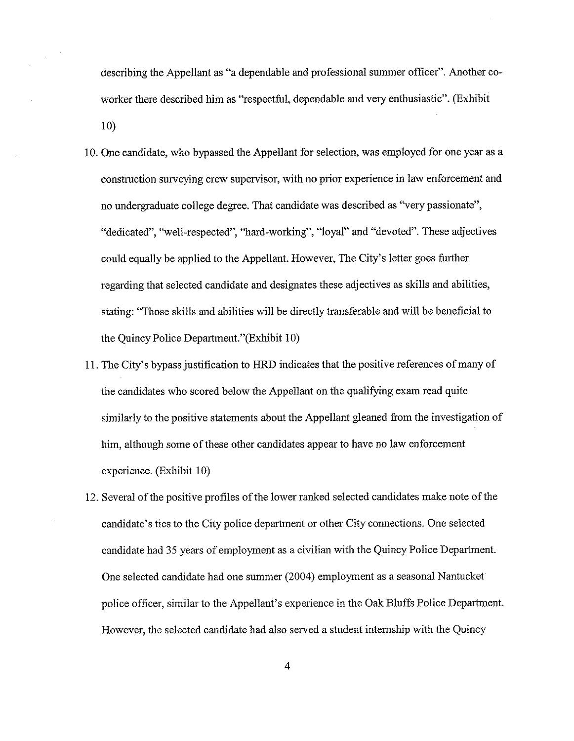describing the Appellant as "a dependable and professional summer officer". Another co-worker there described him as "respectful, dependable and very enthusiastic". (Exhibit 10)

10. One candidate, who bypassed the Appellant for selection, was employed for one year as a construction surveying crew supervisor, with no prior experience in law enforcement and no undergraduate college degree. That candidate was described as "very passionate", "dedicated", "well-respected", "hard-working", "loyal" and "devoted". These adjectives could equally be applied to the Appellant. However, The City's letter goes further regarding that selected candidate and designates these adjectives as skills and abilities, stating: "Those skills and abilities will be directly transferable and will be beneficial to the Quincy Police Department."(Exhibit 10)

11. The City's bypass justification to HRD indicates that the positive references of many of the candidates who scored below the Appellant on the qualifying exam read quite similarly to the positive statements about the Appellant gleaned from the investigation of him, although some of these other candidates appear to have no law enforcement experience. (Exhibit 10)

12. Several of the positive profiles of the lower ranked selected candidates make note of the candidate's ties to the City police department or other City connections. One selected candidate had 35 years of employment as a civilian with the Quincy Police Department. One selected candidate had one summer (2004) employment as a seasonal Nantucket police officer, similar to the Appellant's experience in the Oak Bluffs Police Department. However, the selected candidate had also served a student internship with the Quincy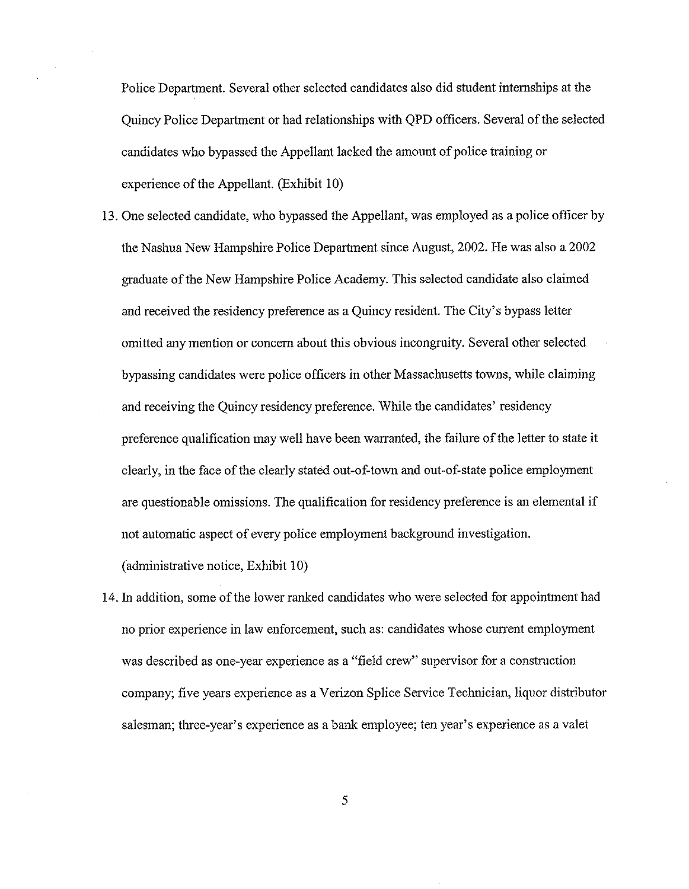Police Department. Several other selected candidates also did student internships at the Quincy Police Department or had relationships with QPD officers. Several of the selected candidates who bypassed the Appellant lacked the amount of police training or experience of the Appellant. (Exhibit 10)

13. One selected candidate, who bypassed the Appellant, was employed as a police officer by the Nashua New Hampshire Police Department since August, 2002. He was also a 2002 graduate of the New Hampshire Police Academy. This selected candidate also claimed and received the residency preference as a Quincy resident. The City's bypass letter omitted any mention or concern about this obvious incongruity. Several other selected bypassing candidates were police officers in other Massachusetts towns, while claiming and receiving the Quincy residency preference. While the candidates' residency preference qualification may well have been warranted, the failure of the letter to state it clearly, in the face of the clearly stated out-of-town and out-of-state police employment are questionable omissions. The qualification for residency preference is an elemental if not automatic aspect of every police employment background investigation. (administrative notice, Exhibit 10)

14. In addition, some of the lower ranked candidates who were selected for appointment had no prior experience in law enforcement, such as: candidates whose current employment was described as one-year experience as a "field crew" supervisor for a construction company; five years experience as a Verizon Splice Service Technician, liquor distributor salesman; three-year's experience as a bank employee; ten year's experience as a valet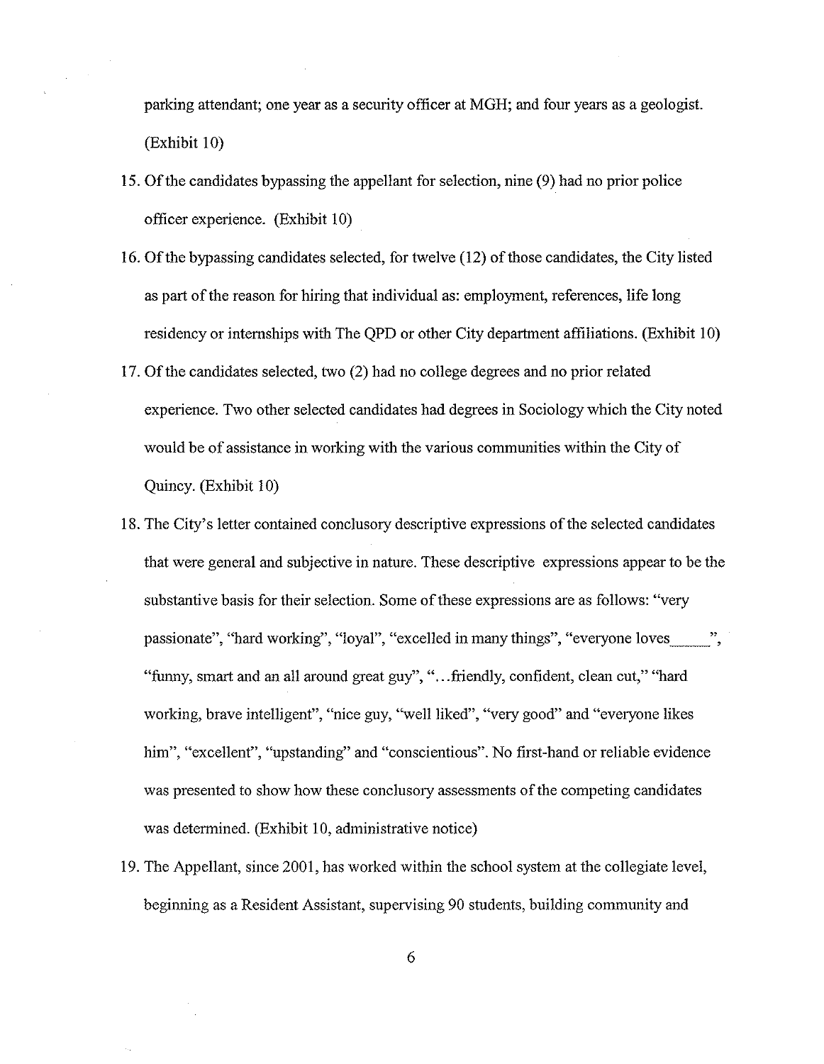parking attendant; one year as a security officer at MGH; and four years as a geologist. (Exhibit 10)

15. Of the candidates bypassing the appellant for selection, nine (9) had no prior police officer experience. (Exhibit 10)

16. Of the bypassing candidates selected, for twelve (12) of those candidates, the City listed as part of the reason for hiring that individual as: employment, references, life long residency or internships with The QPD or other City department affiliations. (Exhibit 10)

17. Of the candidates selected, two (2) had no college degrees and no prior related experience. Two other selected candidates had degrees in Sociology which the City noted would be of assistance in working with the various communities within the City of Quincy. (Exhibit 10)

18. The City's letter contained conclusory descriptive expressions of the selected candidates that were general and subjective in nature. These descriptive expressions appear to be the substantive basis for their selection. Some of these expressions are as follows: "very passionate", "hard working", "loyal", "excelled in many things", "everyone loves______", "funny, smart and an all around great guy", "...friendly, confident, clean cut," "hard working, brave intelligent", "nice guy, "well liked", "very good" and "everyone likes him", "excellent", "upstanding" and "conscientious". No first-hand or reliable evidence was presented to show how these conclusory assessments of the competing candidates was determined. (Exhibit 10, administrative notice)

19. The Appellant, since 2001, has worked within the school system at the collegiate level, beginning as a Resident Assistant, supervising 90 students, building community and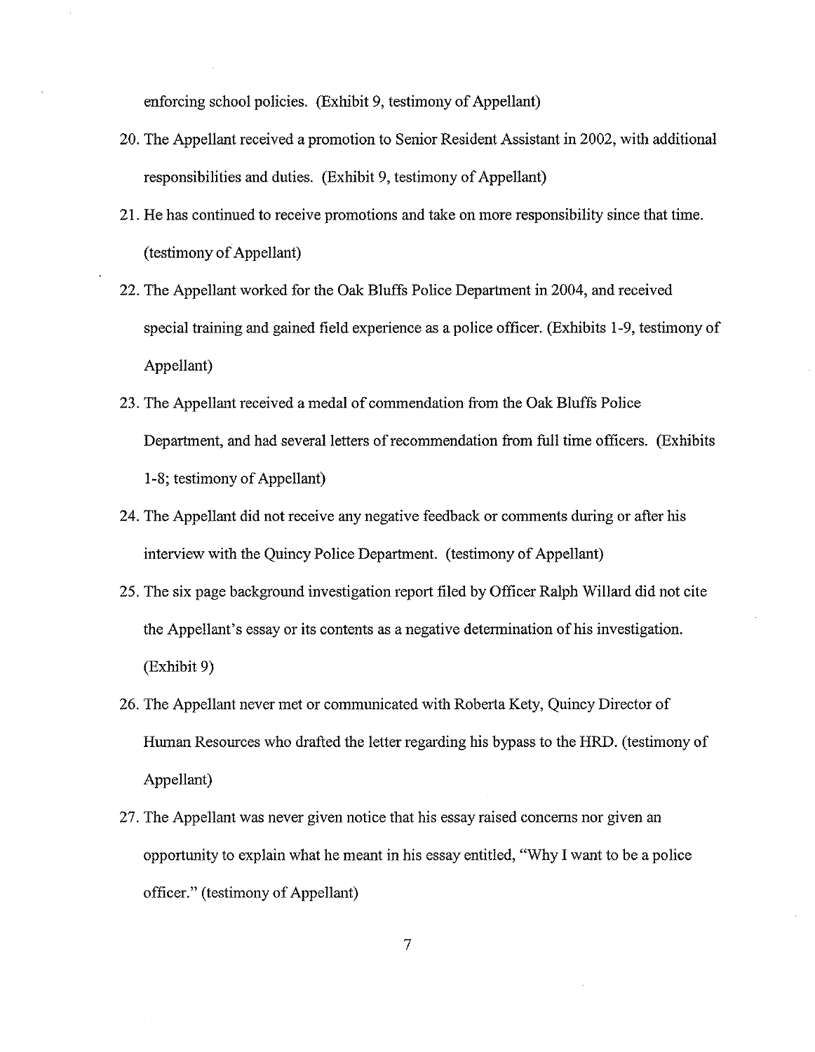enforcing school policies. (Exhibit 9, testimony of Appellant)

20. The Appellant received a promotion to Senior Resident Assistant in 2002, with additional responsibilities and duties. (Exhibit 9, testimony of Appellant)

21. He has continued to receive promotions and take on more responsibility since that time. (testimony of Appellant)

22. The Appellant worked for the Oak Bluffs Police Department in 2004, and received special training and gained field experience as a police officer. (Exhibits 1-9, testimony of Appellant)

23. The Appellant received a medal of commendation from the Oak Bluffs Police Department, and had several letters of recommendation from full time officers. (Exhibits 1-8; testimony of Appellant)

24. The Appellant did not receive any negative feedback or comments during or after his interview with the Quincy Police Department. (testimony of Appellant)

25. The six page background investigation report filed by Officer Ralph Willard did not cite the Appellant's essay or its contents as a negative determination of his investigation. (Exhibit 9)

26. The Appellant never met or communicated with Roberta Kety, Quincy Director of Human Resources who drafted the letter regarding his bypass to the HRD. (testimony of Appellant)

27. The Appellant was never given notice that his essay raised concerns nor given an opportunity to explain what he meant in his essay entitled, "Why I want to be a police officer." (testimony of Appellant)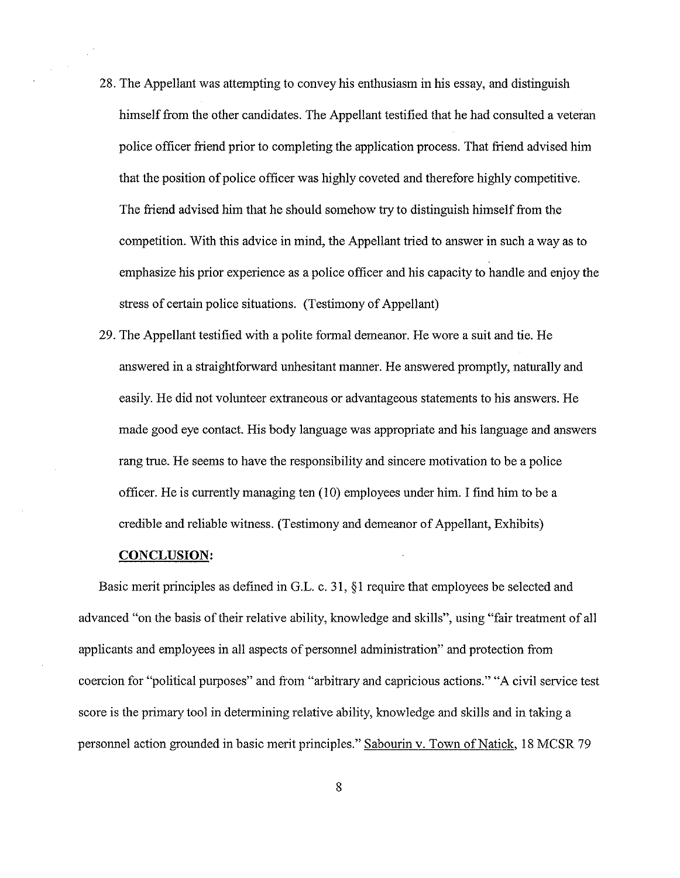28. The Appellant was attempting to convey his enthusiasm in his essay, and distinguish himself from the other candidates. The Appellant testified that he had consulted a veteran police officer friend prior to completing the application process. That friend advised him that the position of police officer was highly coveted and therefore highly competitive. The friend advised him that he should somehow try to distinguish himself from the competition. With this advice in mind, the Appellant tried to answer in such a way as to emphasize his prior experience as a police officer and his capacity to handle and enjoy the stress of certain police situations. (Testimony of Appellant)

29. The Appellant testified with a polite formal demeanor. He wore a suit and tie. He answered in a straightforward unhesitant manner. He answered promptly, naturally and easily. He did not volunteer extraneous or advantageous statements to his answers. He made good eye contact. His body language was appropriate and his language and answers rang true. He seems to have the responsibility and sincere motivation to be a police officer. He is currently managing ten (10) employees under him. I find him to be a credible and reliable witness. (Testimony and demeanor of Appellant, Exhibits)

**CONCLUSION:**

Basic merit principles as defined in G.L. c. 31, §1 require that employees be selected and advanced "on the basis of their relative ability, knowledge and skills", using "fair treatment of all applicants and employees in all aspects of personnel administration" and protection from coercion for "political purposes" and from "arbitrary and capricious actions." "A civil service test score is the primary tool in determining relative ability, knowledge and skills and in taking a personnel action grounded in basic merit principles." Sabourin v. Town of Natick, 18 MCSR 79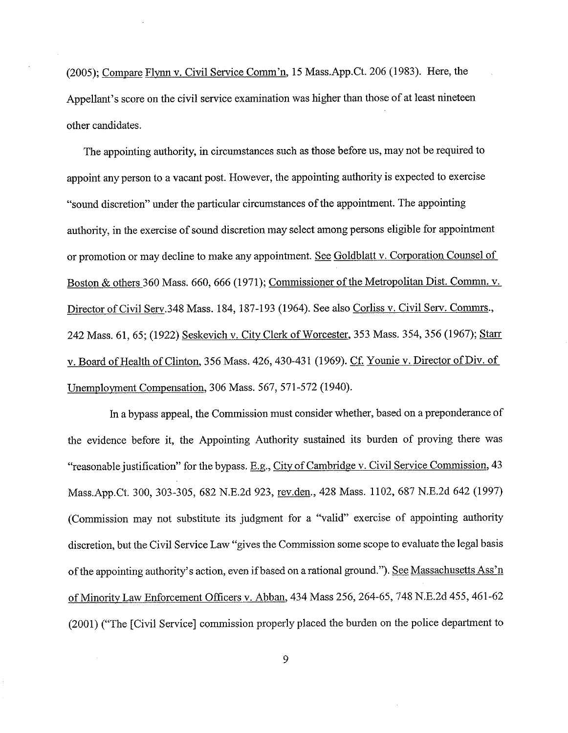(2005); Compare Flynn v. Civil Service Comm'n, 15 Mass.App.Ct. 206 (1983). Here, the Appellant's score on the civil service examination was higher than those of at least nineteen other candidates.

The appointing authority, in circumstances such as those before us, may not be required to appoint any person to a vacant post. However, the appointing authority is expected to exercise "sound discretion" under the particular circumstances of the appointment. The appointing authority, in the exercise of sound discretion may select among persons eligible for appointment or promotion or may decline to make any appointment. See Goldblatt v. Corporation Counsel of Boston & others 360 Mass. 660, 666 (1971); Commissioner of the Metropolitan Dist. Commn. v. Director of Civil Serv.348 Mass. 184, 187-193 (1964). See also Corliss v. Civil Serv. Commrs., 242 Mass. 61, 65; (1922) Seskevich v. City Clerk of Worcester, 353 Mass. 354, 356 (1967); Starr v. Board of Health of Clinton, 356 Mass. 426, 430-431 (1969). Cf. Younie v. Director of Div. of Unemployment Compensation, 306 Mass. 567, 571-572 (1940).

In a bypass appeal, the Commission must consider whether, based on a preponderance of the evidence before it, the Appointing Authority sustained its burden of proving there was "reasonable justification" for the bypass. E.g., City of Cambridge v. Civil Service Commission, 43 Mass.App.Ct. 300, 303-305, 682 N.E.2d 923, rev.den., 428 Mass. 1102, 687 N.E.2d 642 (1997) (Commission may not substitute its judgment for a "valid" exercise of appointing authority discretion, but the Civil Service Law "gives the Commission some scope to evaluate the legal basis of the appointing authority's action, even if based on a rational ground."). See Massachusetts Ass'n of Minority Law Enforcement Officers v. Abban, 434 Mass 256, 264-65, 748 N.E.2d 455, 461-62 (2001) ("The [Civil Service] commission properly placed the burden on the police department to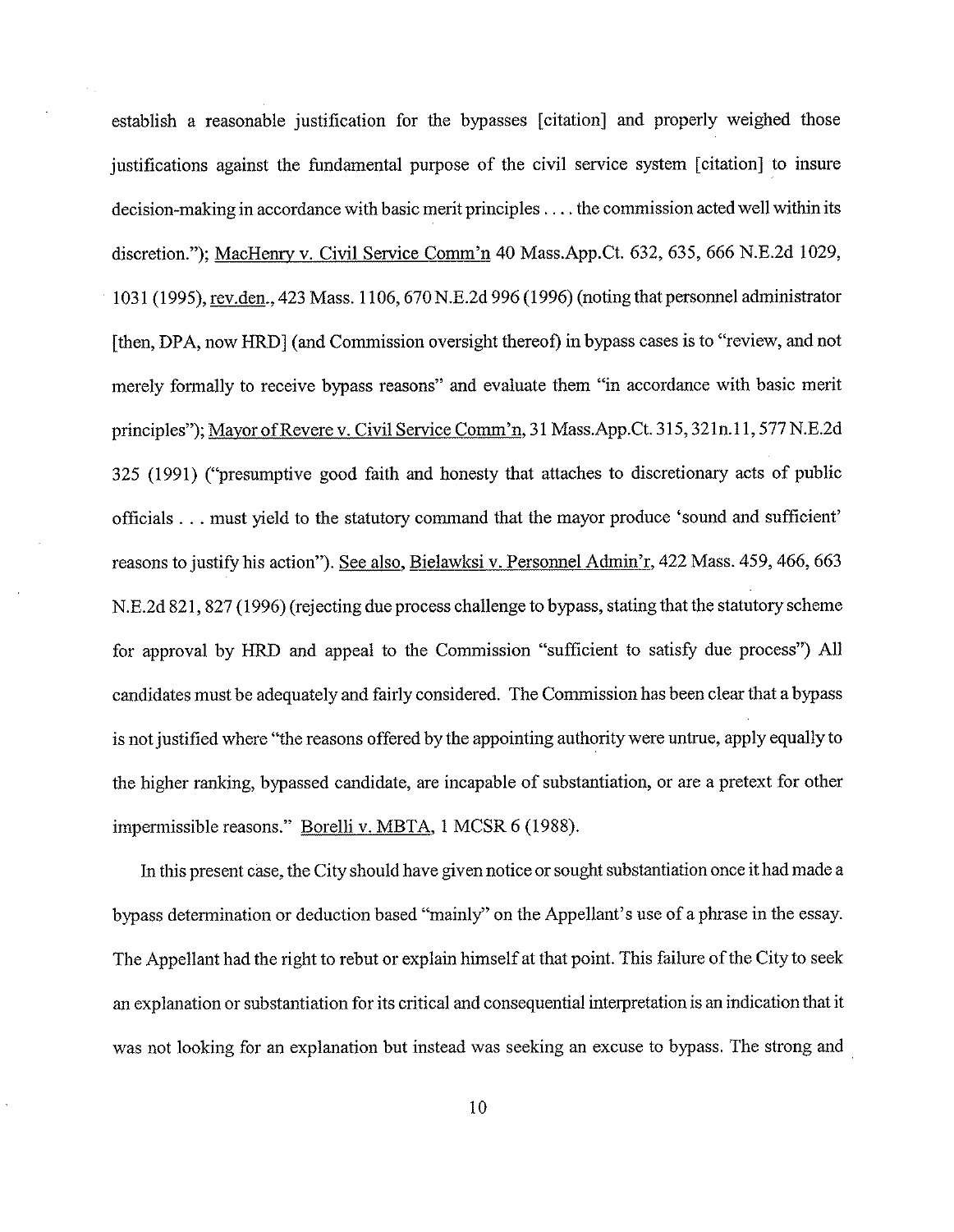establish a reasonable justification for the bypasses [citation] and properly weighed those justifications against the fundamental purpose of the civil service system [citation] to insure decision-making in accordance with basic merit principles . . . . the commission acted well within its discretion."); MacHenry v. Civil Service Comm'n 40 Mass.App.Ct. 632, 635, 666 N.E.2d 1029, 1031 (1995), rev.den., 423 Mass. 1106, 670 N.E.2d 996 (1996) (noting that personnel administrator [then, DPA, now HRD] (and Commission oversight thereof) in bypass cases is to "review, and not merely formally to receive bypass reasons" and evaluate them "in accordance with basic merit principles"); Mayor of Revere v. Civil Service Comm'n, 31 Mass.App.Ct. 315, 321n.11, 577 N.E.2d 325 (1991) ("presumptive good faith and honesty that attaches to discretionary acts of public officials . . . must yield to the statutory command that the mayor produce 'sound and sufficient' reasons to justify his action"). See also, Bielawksi v. Personnel Admin'r, 422 Mass. 459, 466, 663 N.E.2d 821, 827 (1996) (rejecting due process challenge to bypass, stating that the statutory scheme for approval by HRD and appeal to the Commission "sufficient to satisfy due process") All candidates must be adequately and fairly considered. The Commission has been clear that a bypass is not justified where "the reasons offered by the appointing authority were untrue, apply equally to the higher ranking, bypassed candidate, are incapable of substantiation, or are a pretext for other impermissible reasons." Borelli v. MBTA, 1 MCSR 6 (1988).

In this present case, the City should have given notice or sought substantiation once it had made a bypass determination or deduction based "mainly" on the Appellant's use of a phrase in the essay. The Appellant had the right to rebut or explain himself at that point. This failure of the City to seek an explanation or substantiation for its critical and consequential interpretation is an indication that it was not looking for an explanation but instead was seeking an excuse to bypass. The strong and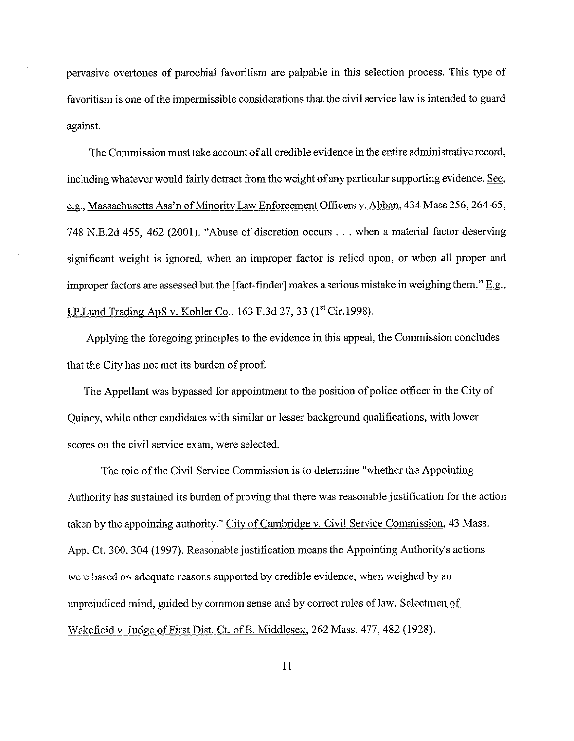pervasive overtones of parochial favoritism are palpable in this selection process. This type of favoritism is one of the impermissible considerations that the civil service law is intended to guard against.

The Commission must take account of all credible evidence in the entire administrative record, including whatever would fairly detract from the weight of any particular supporting evidence. See, e.g., Massachusetts Ass'n of Minority Law Enforcement Officers v. Abban, 434 Mass 256, 264-65, 748 N.E.2d 455, 462 (2001). "Abuse of discretion occurs . . . when a material factor deserving significant weight is ignored, when an improper factor is relied upon, or when all proper and improper factors are assessed but the [fact-finder] makes a serious mistake in weighing them." E.g., I.P.Lund Trading ApS v. Kohler Co., 163 F.3d 27, 33 (1st Cir.1998).

Applying the foregoing principles to the evidence in this appeal, the Commission concludes that the City has not met its burden of proof.

The Appellant was bypassed for appointment to the position of police officer in the City of Quincy, while other candidates with similar or lesser background qualifications, with lower scores on the civil service exam, were selected.

The role of the Civil Service Commission is to determine "whether the Appointing Authority has sustained its burden of proving that there was reasonable justification for the action taken by the appointing authority." City of Cambridge v. Civil Service Commission, 43 Mass. App. Ct. 300, 304 (1997). Reasonable justification means the Appointing Authority's actions were based on adequate reasons supported by credible evidence, when weighed by an unprejudiced mind, guided by common sense and by correct rules of law. Selectmen of Wakefield v. Judge of First Dist. Ct. of E. Middlesex, 262 Mass. 477, 482 (1928).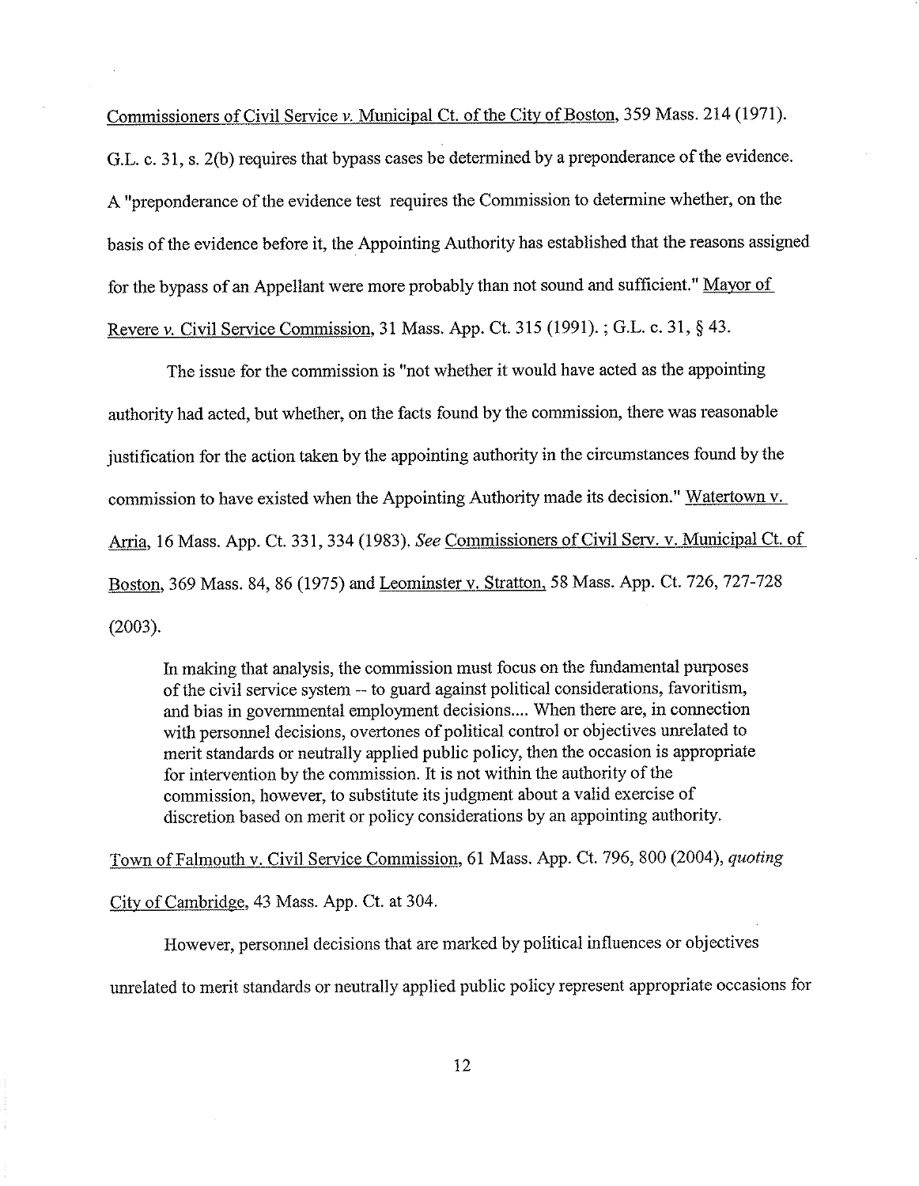Commissioners of Civil Service v. Municipal Ct. of the City of Boston, 359 Mass. 214 (1971). G.L. c. 31, s. 2(b) requires that bypass cases be determined by a preponderance of the evidence. A "preponderance of the evidence test requires the Commission to determine whether, on the basis of the evidence before it, the Appointing Authority has established that the reasons assigned for the bypass of an Appellant were more probably than not sound and sufficient." Mayor of Revere v. Civil Service Commission, 31 Mass. App. Ct. 315 (1991). ; G.L. c. 31, § 43.

The issue for the commission is "not whether it would have acted as the appointing authority had acted, but whether, on the facts found by the commission, there was reasonable justification for the action taken by the appointing authority in the circumstances found by the commission to have existed when the Appointing Authority made its decision." Watertown v. Arria, 16 Mass. App. Ct. 331, 334 (1983). *See* Commissioners of Civil Serv. v. Municipal Ct. of Boston, 369 Mass. 84, 86 (1975) and Leominster v. Stratton, 58 Mass. App. Ct. 726, 727-728 (2003).

> In making that analysis, the commission must focus on the fundamental purposes of the civil service system -- to guard against political considerations, favoritism, and bias in governmental employment decisions.... When there are, in connection with personnel decisions, overtones of political control or objectives unrelated to merit standards or neutrally applied public policy, then the occasion is appropriate for intervention by the commission. It is not within the authority of the commission, however, to substitute its judgment about a valid exercise of discretion based on merit or policy considerations by an appointing authority.

Town of Falmouth v. Civil Service Commission, 61 Mass. App. Ct. 796, 800 (2004), *quoting* City of Cambridge, 43 Mass. App. Ct. at 304.

However, personnel decisions that are marked by political influences or objectives unrelated to merit standards or neutrally applied public policy represent appropriate occasions for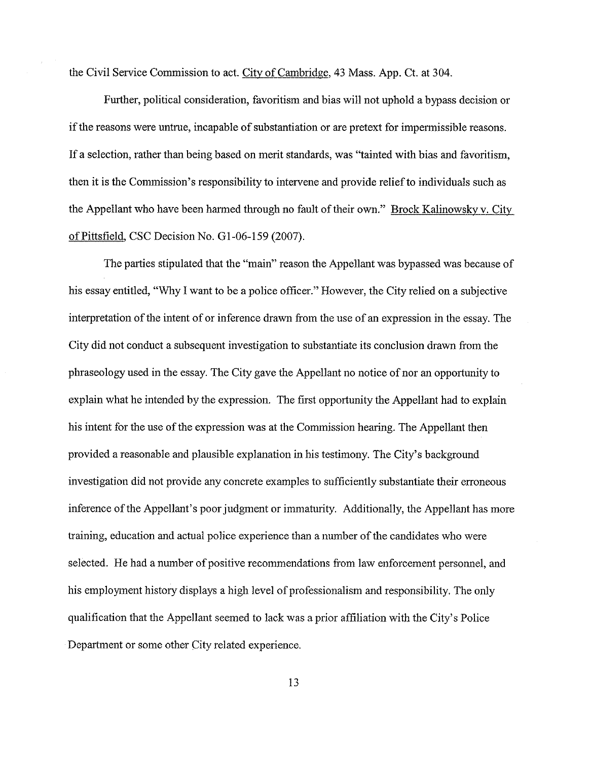the Civil Service Commission to act. City of Cambridge, 43 Mass. App. Ct. at 304.

Further, political consideration, favoritism and bias will not uphold a bypass decision or if the reasons were untrue, incapable of substantiation or are pretext for impermissible reasons. If a selection, rather than being based on merit standards, was "tainted with bias and favoritism, then it is the Commission's responsibility to intervene and provide relief to individuals such as the Appellant who have been harmed through no fault of their own." Brock Kalinowsky v. City of Pittsfield, CSC Decision No. G1-06-159 (2007).

The parties stipulated that the "main" reason the Appellant was bypassed was because of his essay entitled, "Why I want to be a police officer." However, the City relied on a subjective interpretation of the intent of or inference drawn from the use of an expression in the essay. The City did not conduct a subsequent investigation to substantiate its conclusion drawn from the phraseology used in the essay. The City gave the Appellant no notice of nor an opportunity to explain what he intended by the expression. The first opportunity the Appellant had to explain his intent for the use of the expression was at the Commission hearing. The Appellant then provided a reasonable and plausible explanation in his testimony. The City's background investigation did not provide any concrete examples to sufficiently substantiate their erroneous inference of the Appellant's poor judgment or immaturity. Additionally, the Appellant has more training, education and actual police experience than a number of the candidates who were selected. He had a number of positive recommendations from law enforcement personnel, and his employment history displays a high level of professionalism and responsibility. The only qualification that the Appellant seemed to lack was a prior affiliation with the City's Police Department or some other City related experience.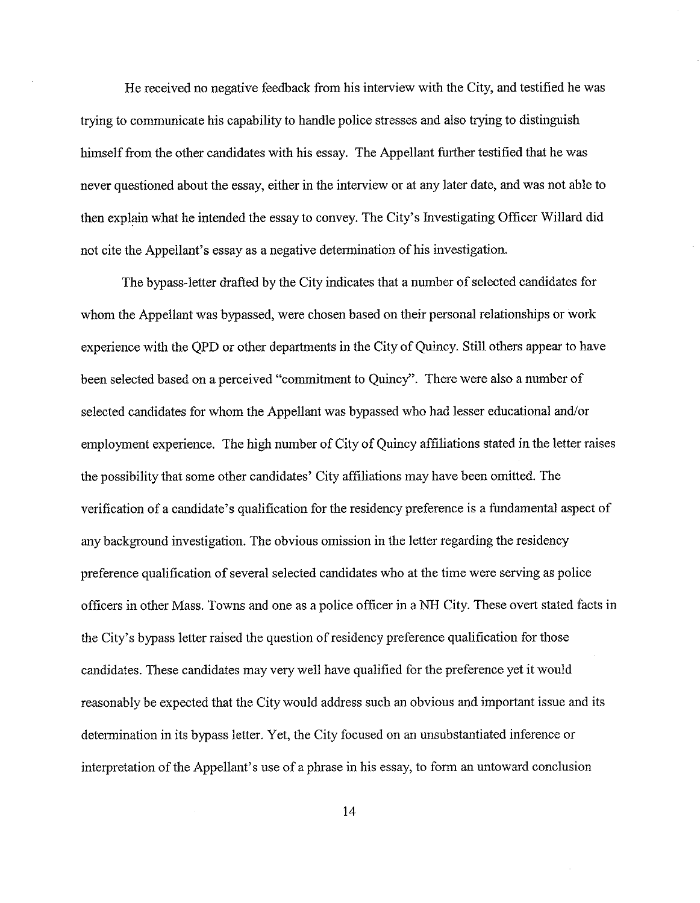He received no negative feedback from his interview with the City, and testified he was trying to communicate his capability to handle police stresses and also trying to distinguish himself from the other candidates with his essay. The Appellant further testified that he was never questioned about the essay, either in the interview or at any later date, and was not able to then explain what he intended the essay to convey. The City's Investigating Officer Willard did not cite the Appellant's essay as a negative determination of his investigation.

The bypass-letter drafted by the City indicates that a number of selected candidates for whom the Appellant was bypassed, were chosen based on their personal relationships or work experience with the QPD or other departments in the City of Quincy. Still others appear to have been selected based on a perceived "commitment to Quincy". There were also a number of selected candidates for whom the Appellant was bypassed who had lesser educational and/or employment experience. The high number of City of Quincy affiliations stated in the letter raises the possibility that some other candidates' City affiliations may have been omitted. The verification of a candidate's qualification for the residency preference is a fundamental aspect of any background investigation. The obvious omission in the letter regarding the residency preference qualification of several selected candidates who at the time were serving as police officers in other Mass. Towns and one as a police officer in a NH City. These overt stated facts in the City's bypass letter raised the question of residency preference qualification for those candidates. These candidates may very well have qualified for the preference yet it would reasonably be expected that the City would address such an obvious and important issue and its determination in its bypass letter. Yet, the City focused on an unsubstantiated inference or interpretation of the Appellant's use of a phrase in his essay, to form an untoward conclusion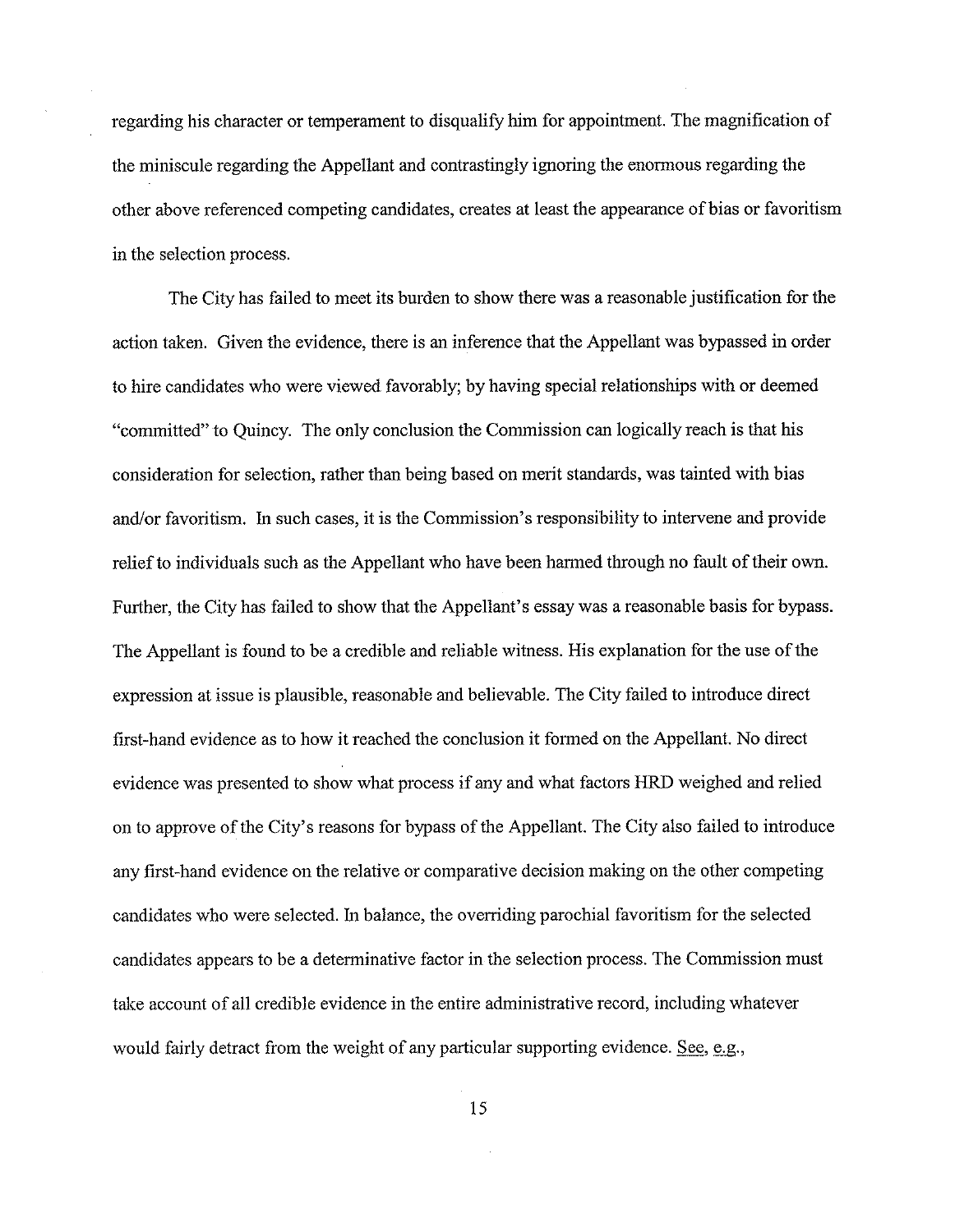regarding his character or temperament to disqualify him for appointment. The magnification of the miniscule regarding the Appellant and contrastingly ignoring the enormous regarding the other above referenced competing candidates, creates at least the appearance of bias or favoritism in the selection process.

The City has failed to meet its burden to show there was a reasonable justification for the action taken. Given the evidence, there is an inference that the Appellant was bypassed in order to hire candidates who were viewed favorably; by having special relationships with or deemed "committed" to Quincy. The only conclusion the Commission can logically reach is that his consideration for selection, rather than being based on merit standards, was tainted with bias and/or favoritism. In such cases, it is the Commission's responsibility to intervene and provide relief to individuals such as the Appellant who have been harmed through no fault of their own. Further, the City has failed to show that the Appellant's essay was a reasonable basis for bypass. The Appellant is found to be a credible and reliable witness. His explanation for the use of the expression at issue is plausible, reasonable and believable. The City failed to introduce direct first-hand evidence as to how it reached the conclusion it formed on the Appellant. No direct evidence was presented to show what process if any and what factors HRD weighed and relied on to approve of the City's reasons for bypass of the Appellant. The City also failed to introduce any first-hand evidence on the relative or comparative decision making on the other competing candidates who were selected. In balance, the overriding parochial favoritism for the selected candidates appears to be a determinative factor in the selection process. The Commission must take account of all credible evidence in the entire administrative record, including whatever would fairly detract from the weight of any particular supporting evidence. See, e.g.,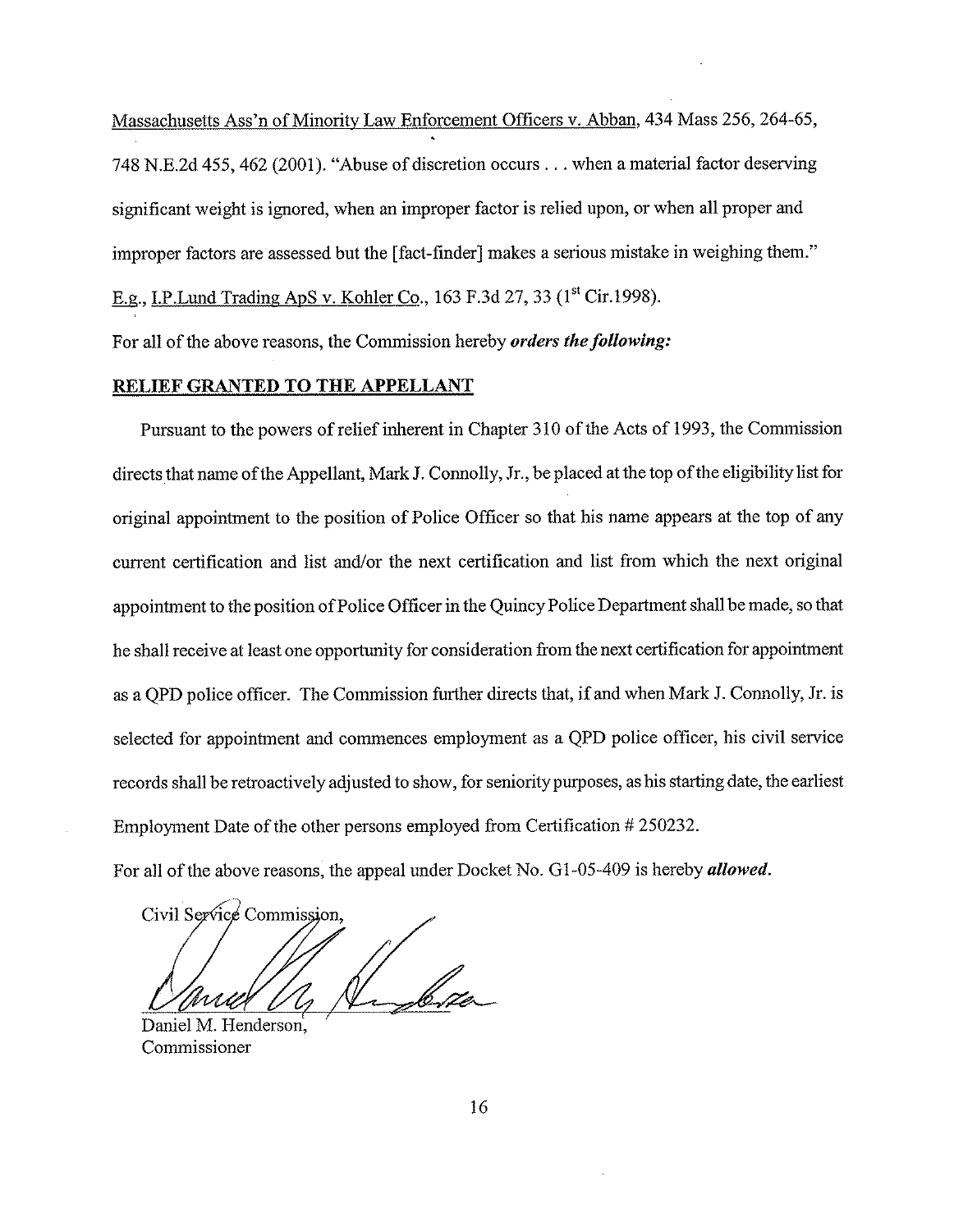Massachusetts Ass'n of Minority Law Enforcement Officers v. Abban, 434 Mass 256, 264-65, 748 N.E.2d 455, 462 (2001). "Abuse of discretion occurs . . . when a material factor deserving significant weight is ignored, when an improper factor is relied upon, or when all proper and improper factors are assessed but the [fact-finder] makes a serious mistake in weighing them." E.g., I.P.Lund Trading ApS v. Kohler Co., 163 F.3d 27, 33 (1st Cir.1998).

For all of the above reasons, the Commission hereby ***orders the following:***

**RELIEF GRANTED TO THE APPELLANT**

Pursuant to the powers of relief inherent in Chapter 310 of the Acts of 1993, the Commission directs that name of the Appellant, Mark J. Connolly, Jr., be placed at the top of the eligibility list for original appointment to the position of Police Officer so that his name appears at the top of any current certification and list and/or the next certification and list from which the next original appointment to the position of Police Officer in the Quincy Police Department shall be made, so that he shall receive at least one opportunity for consideration from the next certification for appointment as a QPD police officer. The Commission further directs that, if and when Mark J. Connolly, Jr. is selected for appointment and commences employment as a QPD police officer, his civil service records shall be retroactively adjusted to show, for seniority purposes, as his starting date, the earliest Employment Date of the other persons employed from Certification # 250232.

For all of the above reasons, the appeal under Docket No. G1-05-409 is hereby ***allowed***.

Civil Service Commission,

Daniel M. Henderson,
Commissioner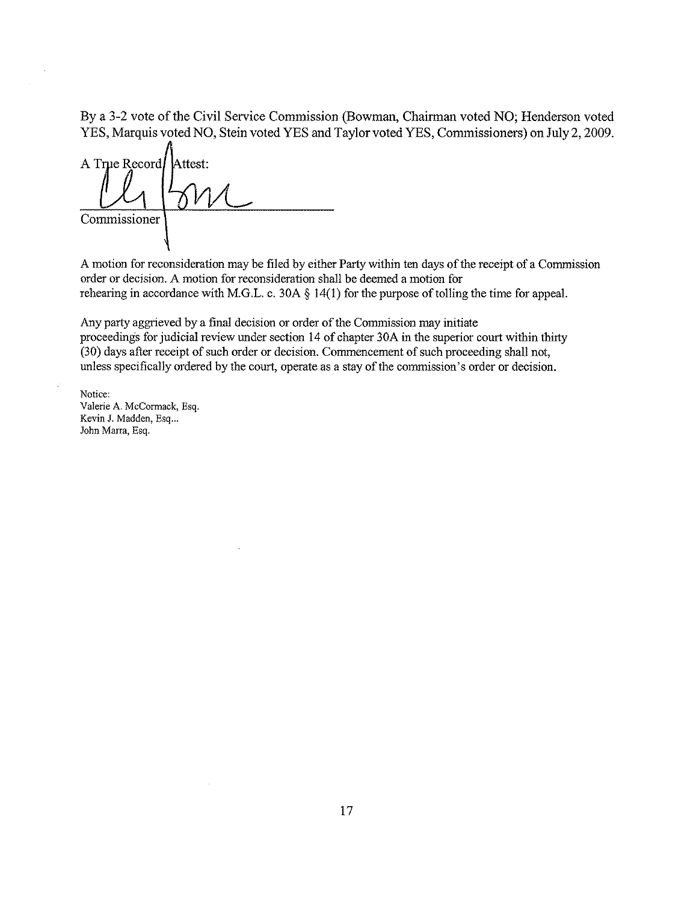By a 3-2 vote of the Civil Service Commission (Bowman, Chairman voted NO; Henderson voted YES, Marquis voted NO, Stein voted YES and Taylor voted YES, Commissioners) on July 2, 2009.

A True Record. Attest:

Commissioner

A motion for reconsideration may be filed by either Party within ten days of the receipt of a Commission order or decision. A motion for reconsideration shall be deemed a motion for rehearing in accordance with M.G.L. c. 30A § 14(1) for the purpose of tolling the time for appeal.

Any party aggrieved by a final decision or order of the Commission may initiate proceedings for judicial review under section 14 of chapter 30A in the superior court within thirty (30) days after receipt of such order or decision. Commencement of such proceeding shall not, unless specifically ordered by the court, operate as a stay of the commission's order or decision.

Notice:
Valerie A. McCormack, Esq.
Kevin J. Madden, Esq...
John Marra, Esq.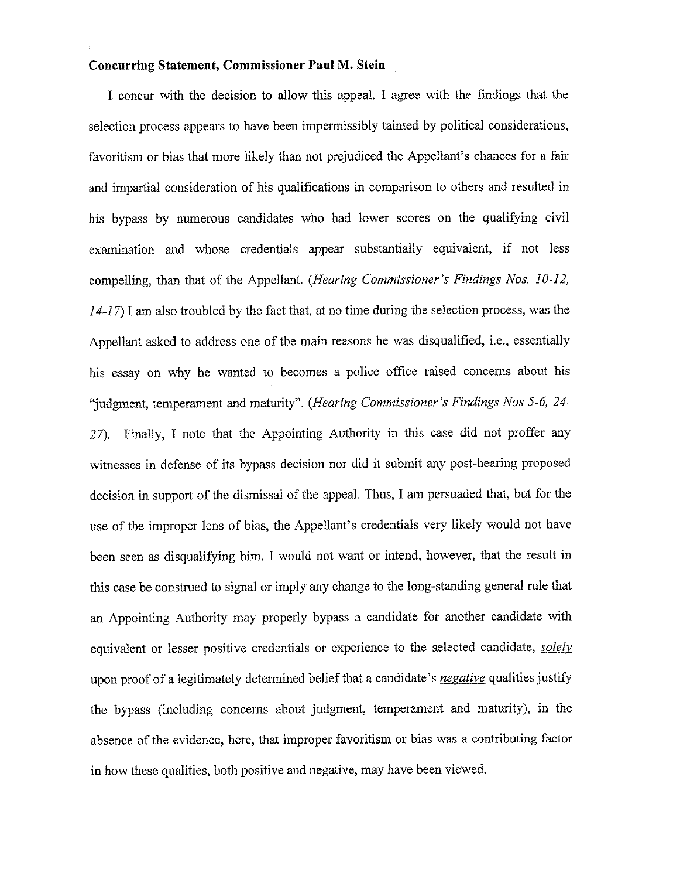**Concurring Statement, Commissioner Paul M. Stein**

I concur with the decision to allow this appeal. I agree with the findings that the selection process appears to have been impermissibly tainted by political considerations, favoritism or bias that more likely than not prejudiced the Appellant's chances for a fair and impartial consideration of his qualifications in comparison to others and resulted in his bypass by numerous candidates who had lower scores on the qualifying civil examination and whose credentials appear substantially equivalent, if not less compelling, than that of the Appellant. (*Hearing Commissioner's Findings Nos. 10-12, 14-17*) I am also troubled by the fact that, at no time during the selection process, was the Appellant asked to address one of the main reasons he was disqualified, i.e., essentially his essay on why he wanted to becomes a police office raised concerns about his "judgment, temperament and maturity". (*Hearing Commissioner's Findings Nos 5-6, 24-27*). Finally, I note that the Appointing Authority in this case did not proffer any witnesses in defense of its bypass decision nor did it submit any post-hearing proposed decision in support of the dismissal of the appeal. Thus, I am persuaded that, but for the use of the improper lens of bias, the Appellant's credentials very likely would not have been seen as disqualifying him. I would not want or intend, however, that the result in this case be construed to signal or imply any change to the long-standing general rule that an Appointing Authority may properly bypass a candidate for another candidate with equivalent or lesser positive credentials or experience to the selected candidate, ***solely*** upon proof of a legitimately determined belief that a candidate's ***negative*** qualities justify the bypass (including concerns about judgment, temperament and maturity), in the absence of the evidence, here, that improper favoritism or bias was a contributing factor in how these qualities, both positive and negative, may have been viewed.